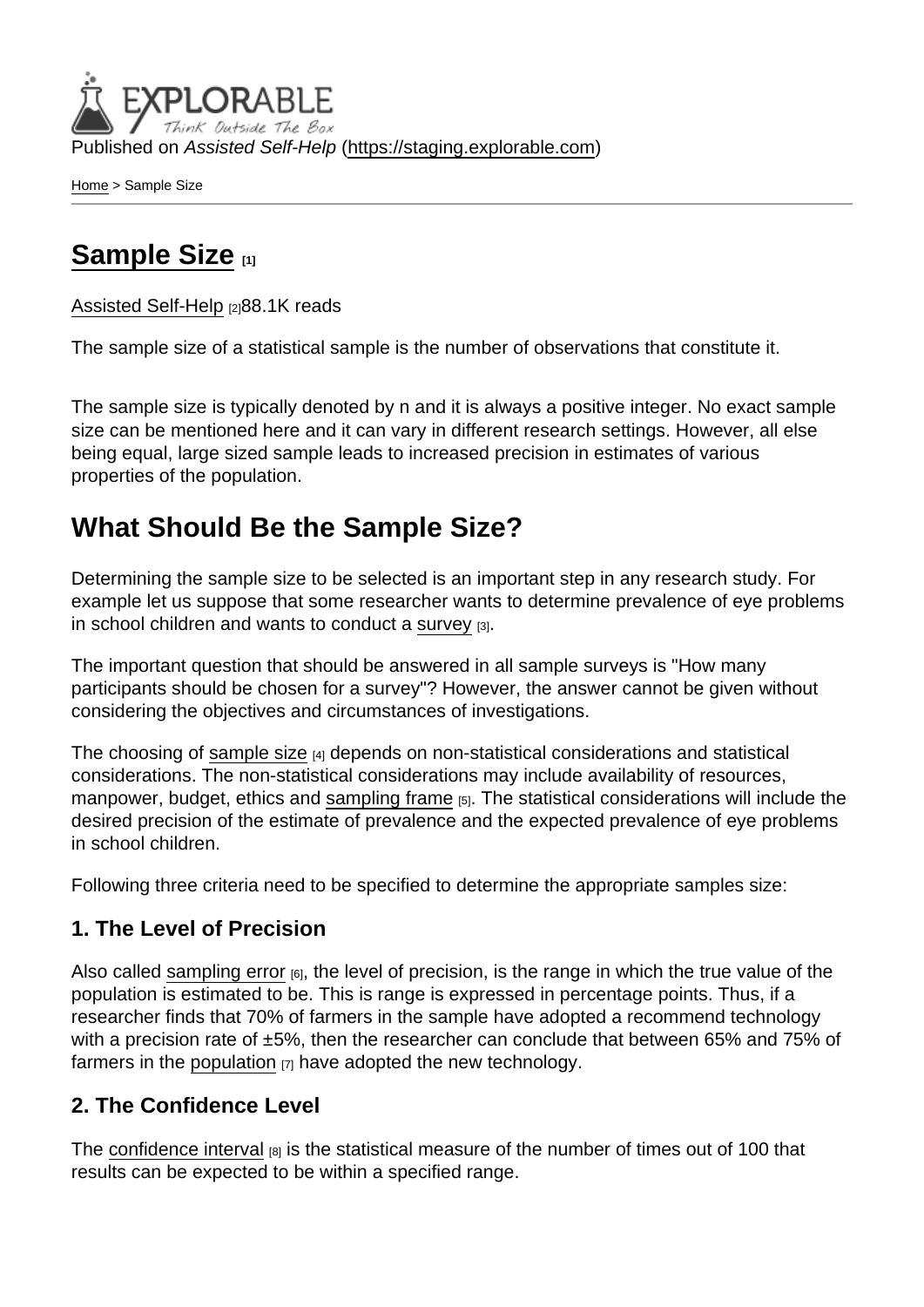Published on *Assisted Self-Help* (https://staging.explorable.com)

Home > Sample Size

# Sample Size [1]

Assisted Self-Help [2] 88.1K reads

The sample size of a statistical sample is the number of observations that constitute it.

The sample size is typically denoted by n and it is always a positive integer. No exact sample size can be mentioned here and it can vary in different research settings. However, all else being equal, large sized sample leads to increased precision in estimates of various properties of the population.

## What Should Be the Sample Size?

Determining the sample size to be selected is an important step in any research study. For example let us suppose that some researcher wants to determine prevalence of eye problems in school children and wants to conduct a survey [3].

The important question that should be answered in all sample surveys is "How many participants should be chosen for a survey"? However, the answer cannot be given without considering the objectives and circumstances of investigations.

The choosing of sample size [4] depends on non-statistical considerations and statistical considerations. The non-statistical considerations may include availability of resources, manpower, budget, ethics and sampling frame [5]. The statistical considerations will include the desired precision of the estimate of prevalence and the expected prevalence of eye problems in school children.

Following three criteria need to be specified to determine the appropriate samples size:

### 1. The Level of Precision

Also called sampling error [6], the level of precision, is the range in which the true value of the population is estimated to be. This is range is expressed in percentage points. Thus, if a researcher finds that 70% of farmers in the sample have adopted a recommend technology with a precision rate of ±5%, then the researcher can conclude that between 65% and 75% of farmers in the population [7] have adopted the new technology.

### 2. The Confidence Level

The confidence interval [8] is the statistical measure of the number of times out of 100 that results can be expected to be within a specified range.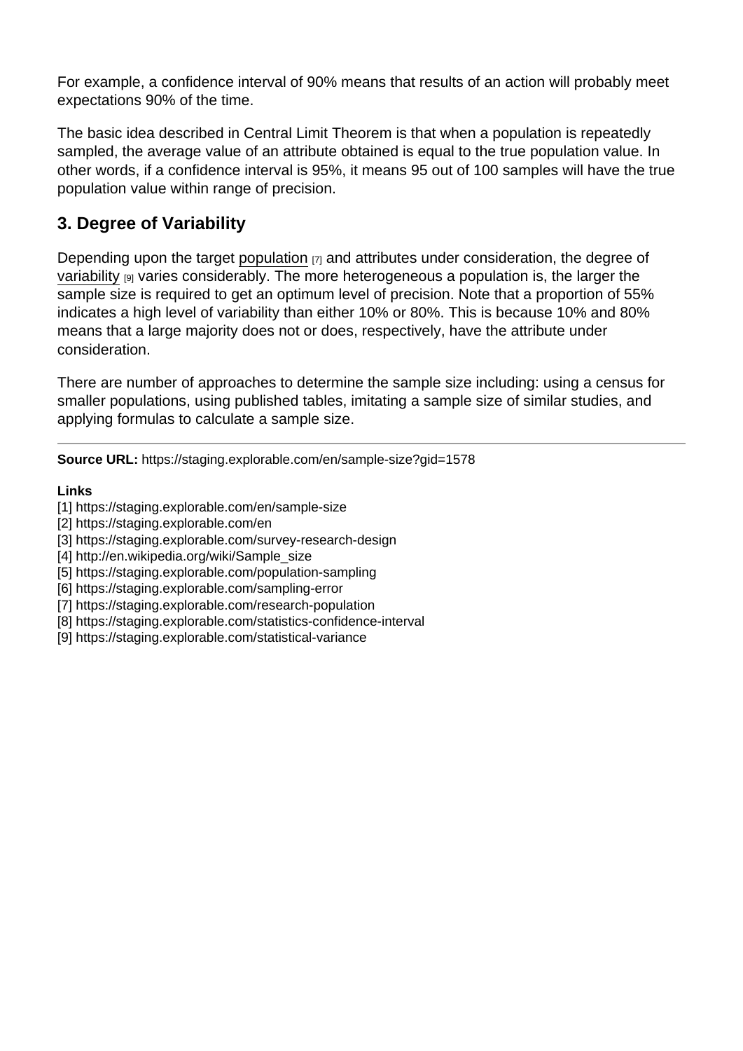For example, a confidence interval of 90% means that results of an action will probably meet expectations 90% of the time.

The basic idea described in Central Limit Theorem is that when a population is repeatedly sampled, the average value of an attribute obtained is equal to the true population value. In other words, if a confidence interval is 95%, it means 95 out of 100 samples will have the true population value within range of precision.

## 3. Degree of Variability

Depending upon the target population [7] and attributes under consideration, the degree of variability [9] varies considerably. The more heterogeneous a population is, the larger the sample size is required to get an optimum level of precision. Note that a proportion of 55% indicates a high level of variability than either 10% or 80%. This is because 10% and 80% means that a large majority does not or does, respectively, have the attribute under consideration.

There are number of approaches to determine the sample size including: using a census for smaller populations, using published tables, imitating a sample size of similar studies, and applying formulas to calculate a sample size.

---

**Source URL:** https://staging.explorable.com/en/sample-size?gid=1578

**Links**
[1] https://staging.explorable.com/en/sample-size
[2] https://staging.explorable.com/en
[3] https://staging.explorable.com/survey-research-design
[4] http://en.wikipedia.org/wiki/Sample_size
[5] https://staging.explorable.com/population-sampling
[6] https://staging.explorable.com/sampling-error
[7] https://staging.explorable.com/research-population
[8] https://staging.explorable.com/statistics-confidence-interval
[9] https://staging.explorable.com/statistical-variance